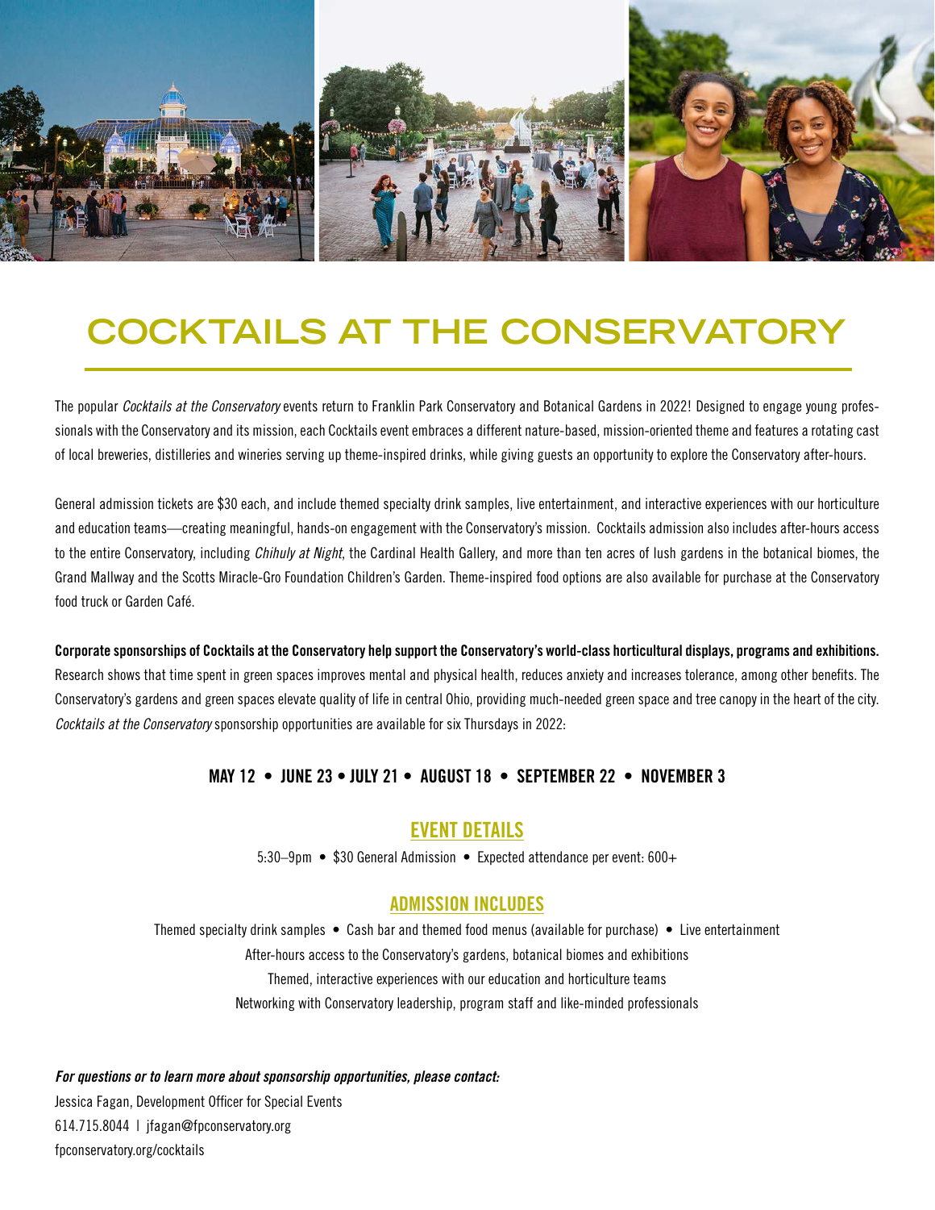# COCKTAILS AT THE CONSERVATORY

The popular *Cocktails at the Conservatory* events return to Franklin Park Conservatory and Botanical Gardens in 2022! Designed to engage young professionals with the Conservatory and its mission, each Cocktails event embraces a different nature-based, mission-oriented theme and features a rotating cast of local breweries, distilleries and wineries serving up theme-inspired drinks, while giving guests an opportunity to explore the Conservatory after-hours.

General admission tickets are $30 each, and include themed specialty drink samples, live entertainment, and interactive experiences with our horticulture and education teams—creating meaningful, hands-on engagement with the Conservatory's mission. Cocktails admission also includes after-hours access to the entire Conservatory, including *Chihuly at Night*, the Cardinal Health Gallery, and more than ten acres of lush gardens in the botanical biomes, the Grand Mallway and the Scotts Miracle-Gro Foundation Children's Garden. Theme-inspired food options are also available for purchase at the Conservatory food truck or Garden Café.

**Corporate sponsorships of Cocktails at the Conservatory help support the Conservatory's world-class horticultural displays, programs and exhibitions.** Research shows that time spent in green spaces improves mental and physical health, reduces anxiety and increases tolerance, among other benefits. The Conservatory's gardens and green spaces elevate quality of life in central Ohio, providing much-needed green space and tree canopy in the heart of the city. *Cocktails at the Conservatory* sponsorship opportunities are available for six Thursdays in 2022:

**MAY 12 • JUNE 23 • JULY 21 • AUGUST 18 • SEPTEMBER 22 • NOVEMBER 3**

## EVENT DETAILS

5:30–9pm • $30 General Admission • Expected attendance per event: 600+

## ADMISSION INCLUDES

Themed specialty drink samples • Cash bar and themed food menus (available for purchase) • Live entertainment
After-hours access to the Conservatory's gardens, botanical biomes and exhibitions
Themed, interactive experiences with our education and horticulture teams
Networking with Conservatory leadership, program staff and like-minded professionals

***For questions or to learn more about sponsorship opportunities, please contact:***
Jessica Fagan, Development Officer for Special Events
614.715.8044 I jfagan@fpconservatory.org
fpconservatory.org/cocktails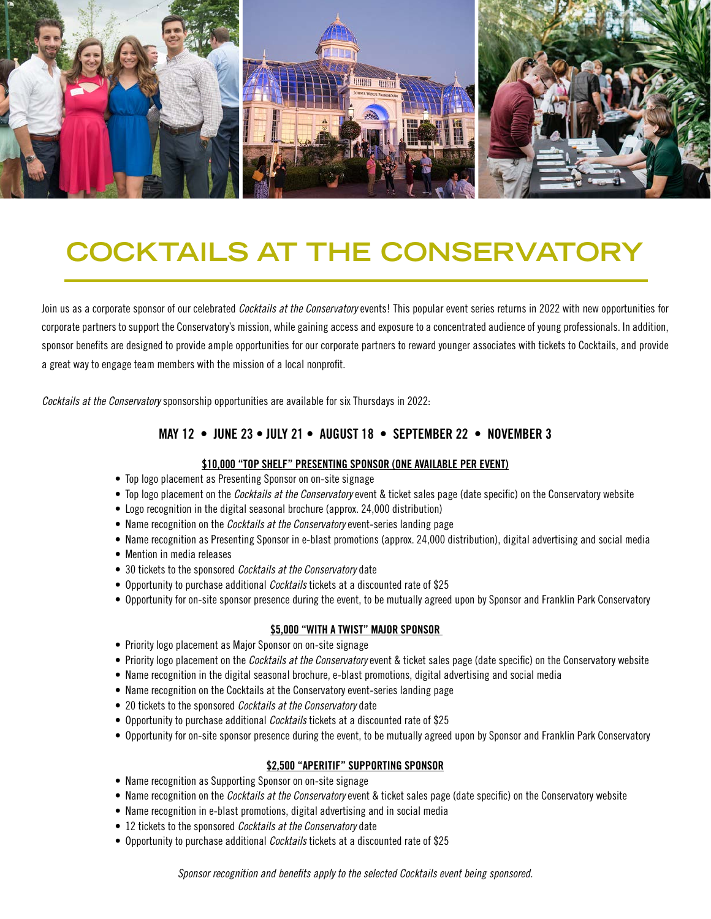# COCKTAILS AT THE CONSERVATORY

Join us as a corporate sponsor of our celebrated *Cocktails at the Conservatory* events! This popular event series returns in 2022 with new opportunities for corporate partners to support the Conservatory's mission, while gaining access and exposure to a concentrated audience of young professionals. In addition, sponsor benefits are designed to provide ample opportunities for our corporate partners to reward younger associates with tickets to Cocktails, and provide a great way to engage team members with the mission of a local nonprofit.

*Cocktails at the Conservatory* sponsorship opportunities are available for six Thursdays in 2022:

**MAY 12 • JUNE 23 • JULY 21 • AUGUST 18 • SEPTEMBER 22 • NOVEMBER 3**

### $10,000 "TOP SHELF" PRESENTING SPONSOR (ONE AVAILABLE PER EVENT)

- Top logo placement as Presenting Sponsor on on-site signage
- Top logo placement on the *Cocktails at the Conservatory* event & ticket sales page (date specific) on the Conservatory website
- Logo recognition in the digital seasonal brochure (approx. 24,000 distribution)
- Name recognition on the *Cocktails at the Conservatory* event-series landing page
- Name recognition as Presenting Sponsor in e-blast promotions (approx. 24,000 distribution), digital advertising and social media
- Mention in media releases
- 30 tickets to the sponsored *Cocktails at the Conservatory* date
- Opportunity to purchase additional *Cocktails* tickets at a discounted rate of $25
- Opportunity for on-site sponsor presence during the event, to be mutually agreed upon by Sponsor and Franklin Park Conservatory

### $5,000 "WITH A TWIST" MAJOR SPONSOR

- Priority logo placement as Major Sponsor on on-site signage
- Priority logo placement on the *Cocktails at the Conservatory* event & ticket sales page (date specific) on the Conservatory website
- Name recognition in the digital seasonal brochure, e-blast promotions, digital advertising and social media
- Name recognition on the Cocktails at the Conservatory event-series landing page
- 20 tickets to the sponsored *Cocktails at the Conservatory* date
- Opportunity to purchase additional *Cocktails* tickets at a discounted rate of $25
- Opportunity for on-site sponsor presence during the event, to be mutually agreed upon by Sponsor and Franklin Park Conservatory

### $2,500 "APERITIF" SUPPORTING SPONSOR

- Name recognition as Supporting Sponsor on on-site signage
- Name recognition on the *Cocktails at the Conservatory* event & ticket sales page (date specific) on the Conservatory website
- Name recognition in e-blast promotions, digital advertising and in social media
- 12 tickets to the sponsored *Cocktails at the Conservatory* date
- Opportunity to purchase additional *Cocktails* tickets at a discounted rate of $25

*Sponsor recognition and benefits apply to the selected Cocktails event being sponsored.*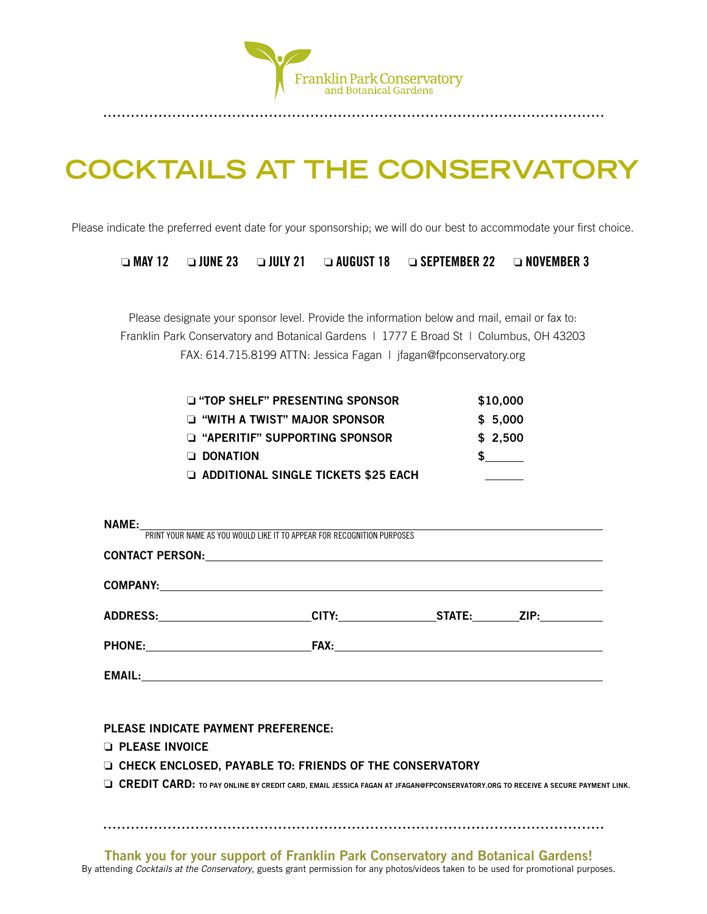Franklin Park Conservatory and Botanical Gardens

# COCKTAILS AT THE CONSERVATORY

Please indicate the preferred event date for your sponsorship; we will do our best to accommodate your first choice.

❏ **MAY 12** ❏ **JUNE 23** ❏ **JULY 21** ❏ **AUGUST 18** ❏ **SEPTEMBER 22** ❏ **NOVEMBER 3**

Please designate your sponsor level. Provide the information below and mail, email or fax to:
Franklin Park Conservatory and Botanical Gardens | 1777 E Broad St | Columbus, OH 43203
FAX: 614.715.8199 ATTN: Jessica Fagan | jfagan@fpconservatory.org

| | |
|---|---|
| ❏ **"TOP SHELF" PRESENTING SPONSOR** | **$10,000** |
| ❏ **"WITH A TWIST" MAJOR SPONSOR** | **$ 5,000** |
| ❏ **"APERITIF" SUPPORTING SPONSOR** | **$ 2,500** |
| ❏ **DONATION** | **$______** |
| ❏ **ADDITIONAL SINGLE TICKETS $25 EACH** | ______ |

**NAME:** ____________________________________________
PRINT YOUR NAME AS YOU WOULD LIKE IT TO APPEAR FOR RECOGNITION PURPOSES

**CONTACT PERSON:** ____________________________________________

**COMPANY:** ____________________________________________

**ADDRESS:** ______________________ **CITY:** ______________ **STATE:** ________ **ZIP:** __________

**PHONE:** ______________________ **FAX:** ______________________

**EMAIL:** ____________________________________________

**PLEASE INDICATE PAYMENT PREFERENCE:**

❏ **PLEASE INVOICE**

❏ **CHECK ENCLOSED, PAYABLE TO: FRIENDS OF THE CONSERVATORY**

❏ **CREDIT CARD:** TO PAY ONLINE BY CREDIT CARD, EMAIL JESSICA FAGAN AT JFAGAN@FPCONSERVATORY.ORG TO RECEIVE A SECURE PAYMENT LINK.

**Thank you for your support of Franklin Park Conservatory and Botanical Gardens!**

By attending *Cocktails at the Conservatory*, guests grant permission for any photos/videos taken to be used for promotional purposes.